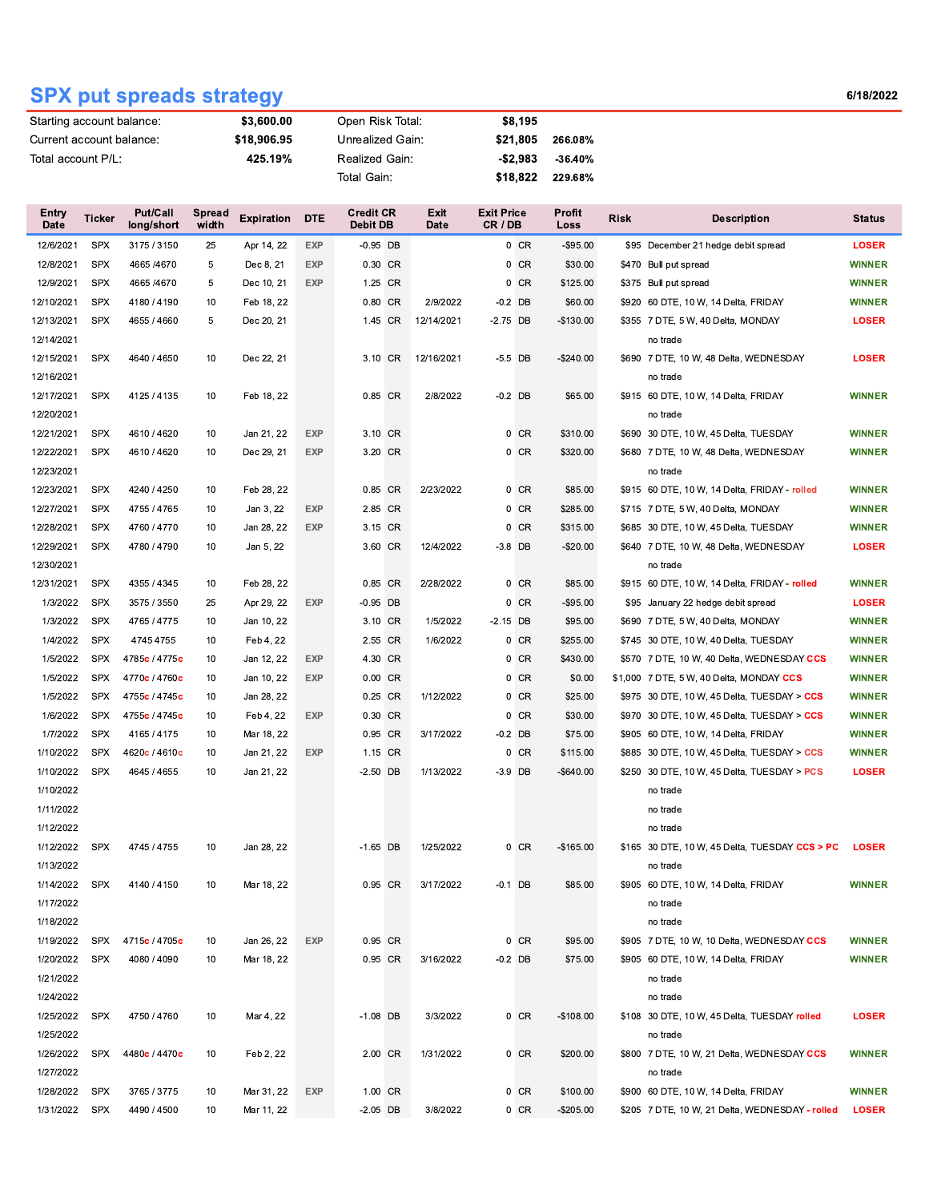# SPX put spreads strategy

6/18/2022

| | | | | |
|---|---|---|---|---|
| Starting account balance: | $3,600.00 | Open Risk Total: | $8,195 | |
| Current account balance: | $18,906.95 | Unrealized Gain: | $21,805 | 266.08% |
| Total account P/L: | 425.19% | Realized Gain: | -$2,983 | -36.40% |
| | | Total Gain: | $18,822 | 229.68% |

| Entry Date | Ticker | Put/Call long/short | Spread width | Expiration | DTE | Credit CR Debit DB | | Exit Date | Exit Price CR / DB | | Profit Loss | Risk | Description | Status |
|---|---|---|---|---|---|---|---|---|---|---|---|---|---|---|
| 12/6/2021 | SPX | 3175 / 3150 | 25 | Apr 14, 22 | EXP | -0.95 | DB | | 0 | CR | -$95.00 | $95 | December 21 hedge debit spread | LOSER |
| 12/8/2021 | SPX | 4665 /4670 | 5 | Dec 8, 21 | EXP | 0.30 | CR | | 0 | CR | $30.00 | $470 | Bull put spread | WINNER |
| 12/9/2021 | SPX | 4665 /4670 | 5 | Dec 10, 21 | EXP | 1.25 | CR | | 0 | CR | $125.00 | $375 | Bull put spread | WINNER |
| 12/10/2021 | SPX | 4180 / 4190 | 10 | Feb 18, 22 | | 0.80 | CR | 2/9/2022 | -0.2 | DB | $60.00 | $920 | 60 DTE, 10 W, 14 Delta, FRIDAY | WINNER |
| 12/13/2021 | SPX | 4655 / 4660 | 5 | Dec 20, 21 | | 1.45 | CR | 12/14/2021 | -2.75 | DB | -$130.00 | $355 | 7 DTE, 5 W, 40 Delta, MONDAY | LOSER |
| 12/14/2021 | | | | | | | | | | | | | no trade | |
| 12/15/2021 | SPX | 4640 / 4650 | 10 | Dec 22, 21 | | 3.10 | CR | 12/16/2021 | -5.5 | DB | -$240.00 | $690 | 7 DTE, 10 W, 48 Delta, WEDNESDAY | LOSER |
| 12/16/2021 | | | | | | | | | | | | | no trade | |
| 12/17/2021 | SPX | 4125 / 4135 | 10 | Feb 18, 22 | | 0.85 | CR | 2/8/2022 | -0.2 | DB | $65.00 | $915 | 60 DTE, 10 W, 14 Delta, FRIDAY | WINNER |
| 12/20/2021 | | | | | | | | | | | | | no trade | |
| 12/21/2021 | SPX | 4610 / 4620 | 10 | Jan 21, 22 | EXP | 3.10 | CR | | 0 | CR | $310.00 | $690 | 30 DTE, 10 W, 45 Delta, TUESDAY | WINNER |
| 12/22/2021 | SPX | 4610 / 4620 | 10 | Dec 29, 21 | EXP | 3.20 | CR | | 0 | CR | $320.00 | $680 | 7 DTE, 10 W, 48 Delta, WEDNESDAY | WINNER |
| 12/23/2021 | | | | | | | | | | | | | no trade | |
| 12/23/2021 | SPX | 4240 / 4250 | 10 | Feb 28, 22 | | 0.85 | CR | 2/23/2022 | 0 | CR | $85.00 | $915 | 60 DTE, 10 W, 14 Delta, FRIDAY - rolled | WINNER |
| 12/27/2021 | SPX | 4755 / 4765 | 10 | Jan 3, 22 | EXP | 2.85 | CR | | 0 | CR | $285.00 | $715 | 7 DTE, 5 W, 40 Delta, MONDAY | WINNER |
| 12/28/2021 | SPX | 4760 / 4770 | 10 | Jan 28, 22 | EXP | 3.15 | CR | | 0 | CR | $315.00 | $685 | 30 DTE, 10 W, 45 Delta, TUESDAY | WINNER |
| 12/29/2021 | SPX | 4780 / 4790 | 10 | Jan 5, 22 | | 3.60 | CR | 12/4/2022 | -3.8 | DB | -$20.00 | $640 | 7 DTE, 10 W, 48 Delta, WEDNESDAY | LOSER |
| 12/30/2021 | | | | | | | | | | | | | no trade | |
| 12/31/2021 | SPX | 4355 / 4345 | 10 | Feb 28, 22 | | 0.85 | CR | 2/28/2022 | 0 | CR | $85.00 | $915 | 60 DTE, 10 W, 14 Delta, FRIDAY - rolled | WINNER |
| 1/3/2022 | SPX | 3575 / 3550 | 25 | Apr 29, 22 | EXP | -0.95 | DB | | 0 | CR | -$95.00 | $95 | January 22 hedge debit spread | LOSER |
| 1/3/2022 | SPX | 4765 / 4775 | 10 | Jan 10, 22 | | 3.10 | CR | 1/5/2022 | -2.15 | DB | $95.00 | $690 | 7 DTE, 5 W, 40 Delta, MONDAY | WINNER |
| 1/4/2022 | SPX | 4745 4755 | 10 | Feb 4, 22 | | 2.55 | CR | 1/6/2022 | 0 | CR | $255.00 | $745 | 30 DTE, 10 W, 40 Delta, TUESDAY | WINNER |
| 1/5/2022 | SPX | 4785c / 4775c | 10 | Jan 12, 22 | EXP | 4.30 | CR | | 0 | CR | $430.00 | $570 | 7 DTE, 10 W, 40 Delta, WEDNESDAY CCS | WINNER |
| 1/5/2022 | SPX | 4770c / 4760c | 10 | Jan 10, 22 | EXP | 0.00 | CR | | 0 | CR | $0.00 | $1,000 | 7 DTE, 5 W, 40 Delta, MONDAY CCS | WINNER |
| 1/5/2022 | SPX | 4755c / 4745c | 10 | Jan 28, 22 | | 0.25 | CR | 1/12/2022 | 0 | CR | $25.00 | $975 | 30 DTE, 10 W, 45 Delta, TUESDAY > CCS | WINNER |
| 1/6/2022 | SPX | 4755c / 4745c | 10 | Feb 4, 22 | EXP | 0.30 | CR | | 0 | CR | $30.00 | $970 | 30 DTE, 10 W, 45 Delta, TUESDAY > CCS | WINNER |
| 1/7/2022 | SPX | 4165 / 4175 | 10 | Mar 18, 22 | | 0.95 | CR | 3/17/2022 | -0.2 | DB | $75.00 | $905 | 60 DTE, 10 W, 14 Delta, FRIDAY | WINNER |
| 1/10/2022 | SPX | 4620c / 4610c | 10 | Jan 21, 22 | EXP | 1.15 | CR | | 0 | CR | $115.00 | $885 | 30 DTE, 10 W, 45 Delta, TUESDAY > CCS | WINNER |
| 1/10/2022 | SPX | 4645 / 4655 | 10 | Jan 21, 22 | | -2.50 | DB | 1/13/2022 | -3.9 | DB | -$640.00 | $250 | 30 DTE, 10 W, 45 Delta, TUESDAY > PCS | LOSER |
| 1/10/2022 | | | | | | | | | | | | | no trade | |
| 1/11/2022 | | | | | | | | | | | | | no trade | |
| 1/12/2022 | | | | | | | | | | | | | no trade | |
| 1/12/2022 | SPX | 4745 / 4755 | 10 | Jan 28, 22 | | -1.65 | DB | 1/25/2022 | 0 | CR | -$165.00 | $165 | 30 DTE, 10 W, 45 Delta, TUESDAY CCS > PC | LOSER |
| 1/13/2022 | | | | | | | | | | | | | no trade | |
| 1/14/2022 | SPX | 4140 / 4150 | 10 | Mar 18, 22 | | 0.95 | CR | 3/17/2022 | -0.1 | DB | $85.00 | $905 | 60 DTE, 10 W, 14 Delta, FRIDAY | WINNER |
| 1/17/2022 | | | | | | | | | | | | | no trade | |
| 1/18/2022 | | | | | | | | | | | | | no trade | |
| 1/19/2022 | SPX | 4715c / 4705c | 10 | Jan 26, 22 | EXP | 0.95 | CR | | 0 | CR | $95.00 | $905 | 7 DTE, 10 W, 10 Delta, WEDNESDAY CCS | WINNER |
| 1/20/2022 | SPX | 4080 / 4090 | 10 | Mar 18, 22 | | 0.95 | CR | 3/16/2022 | -0.2 | DB | $75.00 | $905 | 60 DTE, 10 W, 14 Delta, FRIDAY | WINNER |
| 1/21/2022 | | | | | | | | | | | | | no trade | |
| 1/24/2022 | | | | | | | | | | | | | no trade | |
| 1/25/2022 | SPX | 4750 / 4760 | 10 | Mar 4, 22 | | -1.08 | DB | 3/3/2022 | 0 | CR | -$108.00 | $108 | 30 DTE, 10 W, 45 Delta, TUESDAY rolled | LOSER |
| 1/25/2022 | | | | | | | | | | | | | no trade | |
| 1/26/2022 | SPX | 4480c / 4470c | 10 | Feb 2, 22 | | 2.00 | CR | 1/31/2022 | 0 | CR | $200.00 | $800 | 7 DTE, 10 W, 21 Delta, WEDNESDAY CCS | WINNER |
| 1/27/2022 | | | | | | | | | | | | | no trade | |
| 1/28/2022 | SPX | 3765 / 3775 | 10 | Mar 31, 22 | EXP | 1.00 | CR | | 0 | CR | $100.00 | $900 | 60 DTE, 10 W, 14 Delta, FRIDAY | WINNER |
| 1/31/2022 | SPX | 4490 / 4500 | 10 | Mar 11, 22 | | -2.05 | DB | 3/8/2022 | 0 | CR | -$205.00 | $205 | 7 DTE, 10 W, 21 Delta, WEDNESDAY - rolled | LOSER |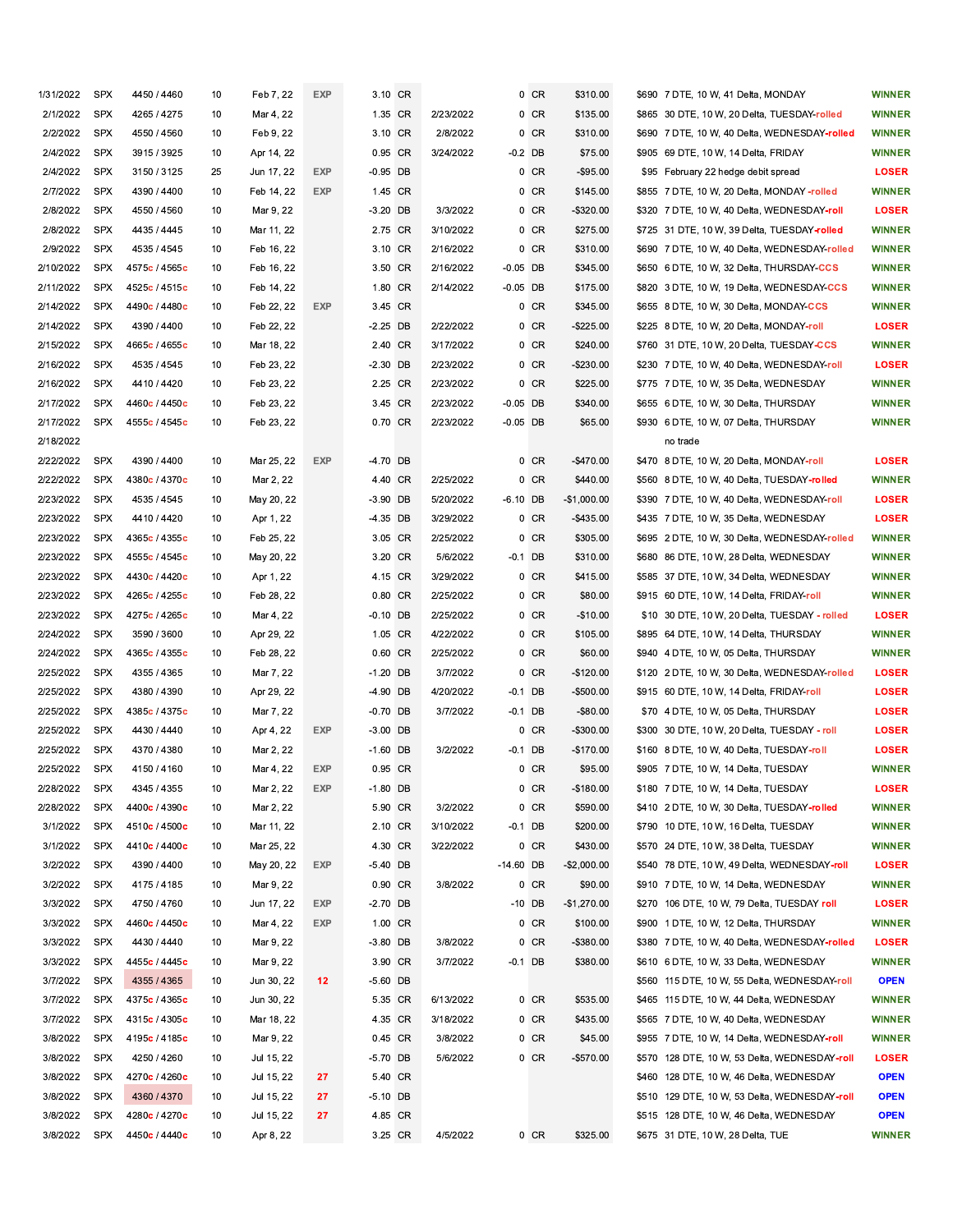| | | | | | | | | | | | | | | | |
|---|---|---|---|---|---|---|---|---|---|---|---|---|---|---|---|
| 1/31/2022 | SPX | 4450 / 4460 | 10 | Feb 7, 22 | EXP | 3.10 | CR | | 0 | CR | $310.00 | $690 | 7 DTE, 10 W, 41 Delta, MONDAY | WINNER |
| 2/1/2022 | SPX | 4265 / 4275 | 10 | Mar 4, 22 | | 1.35 | CR | 2/23/2022 | 0 | CR | $135.00 | $865 | 30 DTE, 10 W, 20 Delta, TUESDAY-rolled | WINNER |
| 2/2/2022 | SPX | 4550 / 4560 | 10 | Feb 9, 22 | | 3.10 | CR | 2/8/2022 | 0 | CR | $310.00 | $690 | 7 DTE, 10 W, 40 Delta, WEDNESDAY-rolled | WINNER |
| 2/4/2022 | SPX | 3915 / 3925 | 10 | Apr 14, 22 | | 0.95 | CR | 3/24/2022 | -0.2 | DB | $75.00 | $905 | 69 DTE, 10 W, 14 Delta, FRIDAY | WINNER |
| 2/4/2022 | SPX | 3150 / 3125 | 25 | Jun 17, 22 | EXP | -0.95 | DB | | 0 | CR | -$95.00 | $95 | February 22 hedge debit spread | LOSER |
| 2/7/2022 | SPX | 4390 / 4400 | 10 | Feb 14, 22 | EXP | 1.45 | CR | | 0 | CR | $145.00 | $855 | 7 DTE, 10 W, 20 Delta, MONDAY -rolled | WINNER |
| 2/8/2022 | SPX | 4550 / 4560 | 10 | Mar 9, 22 | | -3.20 | DB | 3/3/2022 | 0 | CR | -$320.00 | $320 | 7 DTE, 10 W, 40 Delta, WEDNESDAY-roll | LOSER |
| 2/8/2022 | SPX | 4435 / 4445 | 10 | Mar 11, 22 | | 2.75 | CR | 3/10/2022 | 0 | CR | $275.00 | $725 | 31 DTE, 10 W, 39 Delta, TUESDAY-rolled | WINNER |
| 2/9/2022 | SPX | 4535 / 4545 | 10 | Feb 16, 22 | | 3.10 | CR | 2/16/2022 | 0 | CR | $310.00 | $690 | 7 DTE, 10 W, 40 Delta, WEDNESDAY-rolled | WINNER |
| 2/10/2022 | SPX | 4575c / 4565c | 10 | Feb 16, 22 | | 3.50 | CR | 2/16/2022 | -0.05 | DB | $345.00 | $650 | 6 DTE, 10 W, 32 Delta, THURSDAY-CCS | WINNER |
| 2/11/2022 | SPX | 4525c / 4515c | 10 | Feb 14, 22 | | 1.80 | CR | 2/14/2022 | -0.05 | DB | $175.00 | $820 | 3 DTE, 10 W, 19 Delta, WEDNESDAY-CCS | WINNER |
| 2/14/2022 | SPX | 4490c / 4480c | 10 | Feb 22, 22 | EXP | 3.45 | CR | | 0 | CR | $345.00 | $655 | 8 DTE, 10 W, 30 Delta, MONDAY-CCS | WINNER |
| 2/14/2022 | SPX | 4390 / 4400 | 10 | Feb 22, 22 | | -2.25 | DB | 2/22/2022 | 0 | CR | -$225.00 | $225 | 8 DTE, 10 W, 20 Delta, MONDAY-roll | LOSER |
| 2/15/2022 | SPX | 4665c / 4655c | 10 | Mar 18, 22 | | 2.40 | CR | 3/17/2022 | 0 | CR | $240.00 | $760 | 31 DTE, 10 W, 20 Delta, TUESDAY-CCS | WINNER |
| 2/16/2022 | SPX | 4535 / 4545 | 10 | Feb 23, 22 | | -2.30 | DB | 2/23/2022 | 0 | CR | -$230.00 | $230 | 7 DTE, 10 W, 40 Delta, WEDNESDAY-roll | LOSER |
| 2/16/2022 | SPX | 4410 / 4420 | 10 | Feb 23, 22 | | 2.25 | CR | 2/23/2022 | 0 | CR | $225.00 | $775 | 7 DTE, 10 W, 35 Delta, WEDNESDAY | WINNER |
| 2/17/2022 | SPX | 4460c / 4450c | 10 | Feb 23, 22 | | 3.45 | CR | 2/23/2022 | -0.05 | DB | $340.00 | $655 | 6 DTE, 10 W, 30 Delta, THURSDAY | WINNER |
| 2/17/2022 | SPX | 4555c / 4545c | 10 | Feb 23, 22 | | 0.70 | CR | 2/23/2022 | -0.05 | DB | $65.00 | $930 | 6 DTE, 10 W, 07 Delta, THURSDAY | WINNER |
| 2/18/2022 | | | | | | | | | | | | | no trade | |
| 2/22/2022 | SPX | 4390 / 4400 | 10 | Mar 25, 22 | EXP | -4.70 | DB | | 0 | CR | -$470.00 | $470 | 8 DTE, 10 W, 20 Delta, MONDAY-roll | LOSER |
| 2/22/2022 | SPX | 4380c / 4370c | 10 | Mar 2, 22 | | 4.40 | CR | 2/25/2022 | 0 | CR | $440.00 | $560 | 8 DTE, 10 W, 40 Delta, TUESDAY-rolled | WINNER |
| 2/23/2022 | SPX | 4535 / 4545 | 10 | May 20, 22 | | -3.90 | DB | 5/20/2022 | -6.10 | DB | -$1,000.00 | $390 | 7 DTE, 10 W, 40 Delta, WEDNESDAY-roll | LOSER |
| 2/23/2022 | SPX | 4410 / 4420 | 10 | Apr 1, 22 | | -4.35 | DB | 3/29/2022 | 0 | CR | -$435.00 | $435 | 7 DTE, 10 W, 35 Delta, WEDNESDAY | LOSER |
| 2/23/2022 | SPX | 4365c / 4355c | 10 | Feb 25, 22 | | 3.05 | CR | 2/25/2022 | 0 | CR | $305.00 | $695 | 2 DTE, 10 W, 30 Delta, WEDNESDAY-rolled | WINNER |
| 2/23/2022 | SPX | 4555c / 4545c | 10 | May 20, 22 | | 3.20 | CR | 5/6/2022 | -0.1 | DB | $310.00 | $680 | 86 DTE, 10 W, 28 Delta, WEDNESDAY | WINNER |
| 2/23/2022 | SPX | 4430c / 4420c | 10 | Apr 1, 22 | | 4.15 | CR | 3/29/2022 | 0 | CR | $415.00 | $585 | 37 DTE, 10 W, 34 Delta, WEDNESDAY | WINNER |
| 2/23/2022 | SPX | 4265c / 4255c | 10 | Feb 28, 22 | | 0.80 | CR | 2/25/2022 | 0 | CR | $80.00 | $915 | 60 DTE, 10 W, 14 Delta, FRIDAY-roll | WINNER |
| 2/23/2022 | SPX | 4275c / 4265c | 10 | Mar 4, 22 | | -0.10 | DB | 2/25/2022 | 0 | CR | -$10.00 | $10 | 30 DTE, 10 W, 20 Delta, TUESDAY - rolled | LOSER |
| 2/24/2022 | SPX | 3590 / 3600 | 10 | Apr 29, 22 | | 1.05 | CR | 4/22/2022 | 0 | CR | $105.00 | $895 | 64 DTE, 10 W, 14 Delta, THURSDAY | WINNER |
| 2/24/2022 | SPX | 4365c / 4355c | 10 | Feb 28, 22 | | 0.60 | CR | 2/25/2022 | 0 | CR | $60.00 | $940 | 4 DTE, 10 W, 05 Delta, THURSDAY | WINNER |
| 2/25/2022 | SPX | 4355 / 4365 | 10 | Mar 7, 22 | | -1.20 | DB | 3/7/2022 | 0 | CR | -$120.00 | $120 | 2 DTE, 10 W, 30 Delta, WEDNESDAY-rolled | LOSER |
| 2/25/2022 | SPX | 4380 / 4390 | 10 | Apr 29, 22 | | -4.90 | DB | 4/20/2022 | -0.1 | DB | -$500.00 | $915 | 60 DTE, 10 W, 14 Delta, FRIDAY-roll | LOSER |
| 2/25/2022 | SPX | 4385c / 4375c | 10 | Mar 7, 22 | | -0.70 | DB | 3/7/2022 | -0.1 | DB | -$80.00 | $70 | 4 DTE, 10 W, 05 Delta, THURSDAY | LOSER |
| 2/25/2022 | SPX | 4430 / 4440 | 10 | Apr 4, 22 | EXP | -3.00 | DB | | 0 | CR | -$300.00 | $300 | 30 DTE, 10 W, 20 Delta, TUESDAY - roll | LOSER |
| 2/25/2022 | SPX | 4370 / 4380 | 10 | Mar 2, 22 | | -1.60 | DB | 3/2/2022 | -0.1 | DB | -$170.00 | $160 | 8 DTE, 10 W, 40 Delta, TUESDAY-roll | LOSER |
| 2/25/2022 | SPX | 4150 / 4160 | 10 | Mar 4, 22 | EXP | 0.95 | CR | | 0 | CR | $95.00 | $905 | 7 DTE, 10 W, 14 Delta, TUESDAY | WINNER |
| 2/28/2022 | SPX | 4345 / 4355 | 10 | Mar 2, 22 | EXP | -1.80 | DB | | 0 | CR | -$180.00 | $180 | 7 DTE, 10 W, 14 Delta, TUESDAY | LOSER |
| 2/28/2022 | SPX | 4400c / 4390c | 10 | Mar 2, 22 | | 5.90 | CR | 3/2/2022 | 0 | CR | $590.00 | $410 | 2 DTE, 10 W, 30 Delta, TUESDAY-rolled | WINNER |
| 3/1/2022 | SPX | 4510c / 4500c | 10 | Mar 11, 22 | | 2.10 | CR | 3/10/2022 | -0.1 | DB | $200.00 | $790 | 10 DTE, 10 W, 16 Delta, TUESDAY | WINNER |
| 3/1/2022 | SPX | 4410c / 4400c | 10 | Mar 25, 22 | | 4.30 | CR | 3/22/2022 | 0 | CR | $430.00 | $570 | 24 DTE, 10 W, 38 Delta, TUESDAY | WINNER |
| 3/2/2022 | SPX | 4390 / 4400 | 10 | May 20, 22 | EXP | -5.40 | DB | | -14.60 | DB | -$2,000.00 | $540 | 78 DTE, 10 W, 49 Delta, WEDNESDAY-roll | LOSER |
| 3/2/2022 | SPX | 4175 / 4185 | 10 | Mar 9, 22 | | 0.90 | CR | 3/8/2022 | 0 | CR | $90.00 | $910 | 7 DTE, 10 W, 14 Delta, WEDNESDAY | WINNER |
| 3/3/2022 | SPX | 4750 / 4760 | 10 | Jun 17, 22 | EXP | -2.70 | DB | | -10 | DB | -$1,270.00 | $270 | 106 DTE, 10 W, 79 Delta, TUESDAY roll | LOSER |
| 3/3/2022 | SPX | 4460c / 4450c | 10 | Mar 4, 22 | EXP | 1.00 | CR | | 0 | CR | $100.00 | $900 | 1 DTE, 10 W, 12 Delta, THURSDAY | WINNER |
| 3/3/2022 | SPX | 4430 / 4440 | 10 | Mar 9, 22 | | -3.80 | DB | 3/8/2022 | 0 | CR | -$380.00 | $380 | 7 DTE, 10 W, 40 Delta, WEDNESDAY-rolled | LOSER |
| 3/3/2022 | SPX | 4455c / 4445c | 10 | Mar 9, 22 | | 3.90 | CR | 3/7/2022 | -0.1 | DB | $380.00 | $610 | 6 DTE, 10 W, 33 Delta, WEDNESDAY | WINNER |
| 3/7/2022 | SPX | 4355 / 4365 | 10 | Jun 30, 22 | 12 | -5.60 | DB | | | | | $560 | 115 DTE, 10 W, 55 Delta, WEDNESDAY-roll | OPEN |
| 3/7/2022 | SPX | 4375c / 4365c | 10 | Jun 30, 22 | | 5.35 | CR | 6/13/2022 | 0 | CR | $535.00 | $465 | 115 DTE, 10 W, 44 Delta, WEDNESDAY | WINNER |
| 3/7/2022 | SPX | 4315c / 4305c | 10 | Mar 18, 22 | | 4.35 | CR | 3/18/2022 | 0 | CR | $435.00 | $565 | 7 DTE, 10 W, 40 Delta, WEDNESDAY | WINNER |
| 3/8/2022 | SPX | 4195c / 4185c | 10 | Mar 9, 22 | | 0.45 | CR | 3/8/2022 | 0 | CR | $45.00 | $955 | 7 DTE, 10 W, 14 Delta, WEDNESDAY-roll | WINNER |
| 3/8/2022 | SPX | 4250 / 4260 | 10 | Jul 15, 22 | | -5.70 | DB | 5/6/2022 | 0 | CR | -$570.00 | $570 | 128 DTE, 10 W, 53 Delta, WEDNESDAY-roll | LOSER |
| 3/8/2022 | SPX | 4270c / 4260c | 10 | Jul 15, 22 | 27 | 5.40 | CR | | | | | $460 | 128 DTE, 10 W, 46 Delta, WEDNESDAY | OPEN |
| 3/8/2022 | SPX | 4360 / 4370 | 10 | Jul 15, 22 | 27 | -5.10 | DB | | | | | $510 | 129 DTE, 10 W, 53 Delta, WEDNESDAY-roll | OPEN |
| 3/8/2022 | SPX | 4280c / 4270c | 10 | Jul 15, 22 | 27 | 4.85 | CR | | | | | $515 | 128 DTE, 10 W, 46 Delta, WEDNESDAY | OPEN |
| 3/8/2022 | SPX | 4450c / 4440c | 10 | Apr 8, 22 | | 3.25 | CR | 4/5/2022 | 0 | CR | $325.00 | $675 | 31 DTE, 10 W, 28 Delta, TUE | WINNER |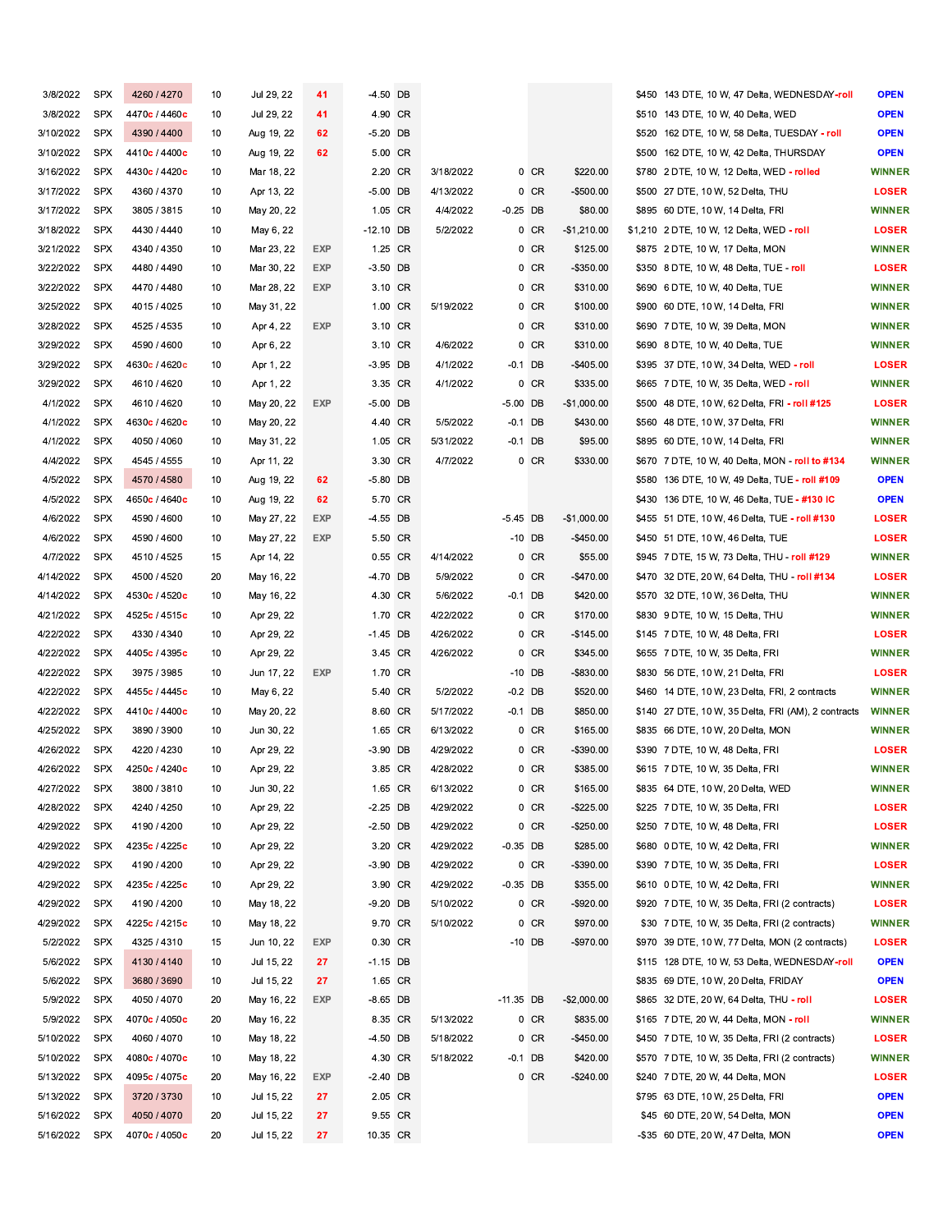| | | | | | | | | | | | | | | |
|---|---|---|---|---|---|---|---|---|---|---|---|---|---|---|
| 3/8/2022 | SPX | 4260 / 4270 | 10 | Jul 29, 22 | 41 | -4.50 | DB | | | | | $450 | 143 DTE, 10 W, 47 Delta, WEDNESDAY-roll | OPEN |
| 3/8/2022 | SPX | 4470c / 4460c | 10 | Jul 29, 22 | 41 | 4.90 | CR | | | | | $510 | 143 DTE, 10 W, 40 Delta, WED | OPEN |
| 3/10/2022 | SPX | 4390 / 4400 | 10 | Aug 19, 22 | 62 | -5.20 | DB | | | | | $520 | 162 DTE, 10 W, 58 Delta, TUESDAY - roll | OPEN |
| 3/10/2022 | SPX | 4410c / 4400c | 10 | Aug 19, 22 | 62 | 5.00 | CR | | | | | $500 | 162 DTE, 10 W, 42 Delta, THURSDAY | OPEN |
| 3/16/2022 | SPX | 4430c / 4420c | 10 | Mar 18, 22 | | 2.20 | CR | 3/18/2022 | 0 | CR | $220.00 | $780 | 2 DTE, 10 W, 12 Delta, WED - rolled | WINNER |
| 3/17/2022 | SPX | 4360 / 4370 | 10 | Apr 13, 22 | | -5.00 | DB | 4/13/2022 | 0 | CR | -$500.00 | $500 | 27 DTE, 10 W, 52 Delta, THU | LOSER |
| 3/17/2022 | SPX | 3805 / 3815 | 10 | May 20, 22 | | 1.05 | CR | 4/4/2022 | -0.25 | DB | $80.00 | $895 | 60 DTE, 10 W, 14 Delta, FRI | WINNER |
| 3/18/2022 | SPX | 4430 / 4440 | 10 | May 6, 22 | | -12.10 | DB | 5/2/2022 | 0 | CR | -$1,210.00 | $1,210 | 2 DTE, 10 W, 12 Delta, WED - roll | LOSER |
| 3/21/2022 | SPX | 4340 / 4350 | 10 | Mar 23, 22 | EXP | 1.25 | CR | | 0 | CR | $125.00 | $875 | 2 DTE, 10 W, 17 Delta, MON | WINNER |
| 3/22/2022 | SPX | 4480 / 4490 | 10 | Mar 30, 22 | EXP | -3.50 | DB | | 0 | CR | -$350.00 | $350 | 8 DTE, 10 W, 48 Delta, TUE - roll | LOSER |
| 3/22/2022 | SPX | 4470 / 4480 | 10 | Mar 28, 22 | EXP | 3.10 | CR | | 0 | CR | $310.00 | $690 | 6 DTE, 10 W, 40 Delta, TUE | WINNER |
| 3/25/2022 | SPX | 4015 / 4025 | 10 | May 31, 22 | | 1.00 | CR | 5/19/2022 | 0 | CR | $100.00 | $900 | 60 DTE, 10 W, 14 Delta, FRI | WINNER |
| 3/28/2022 | SPX | 4525 / 4535 | 10 | Apr 4, 22 | EXP | 3.10 | CR | | 0 | CR | $310.00 | $690 | 7 DTE, 10 W, 39 Delta, MON | WINNER |
| 3/29/2022 | SPX | 4590 / 4600 | 10 | Apr 6, 22 | | 3.10 | CR | 4/6/2022 | 0 | CR | $310.00 | $690 | 8 DTE, 10 W, 40 Delta, TUE | WINNER |
| 3/29/2022 | SPX | 4630c / 4620c | 10 | Apr 1, 22 | | -3.95 | DB | 4/1/2022 | -0.1 | DB | -$405.00 | $395 | 37 DTE, 10 W, 34 Delta, WED - roll | LOSER |
| 3/29/2022 | SPX | 4610 / 4620 | 10 | Apr 1, 22 | | 3.35 | CR | 4/1/2022 | 0 | CR | $335.00 | $665 | 7 DTE, 10 W, 35 Delta, WED - roll | WINNER |
| 4/1/2022 | SPX | 4610 / 4620 | 10 | May 20, 22 | EXP | -5.00 | DB | | -5.00 | DB | -$1,000.00 | $500 | 48 DTE, 10 W, 62 Delta, FRI - roll #125 | LOSER |
| 4/1/2022 | SPX | 4630c / 4620c | 10 | May 20, 22 | | 4.40 | CR | 5/5/2022 | -0.1 | DB | $430.00 | $560 | 48 DTE, 10 W, 37 Delta, FRI | WINNER |
| 4/1/2022 | SPX | 4050 / 4060 | 10 | May 31, 22 | | 1.05 | CR | 5/31/2022 | -0.1 | DB | $95.00 | $895 | 60 DTE, 10 W, 14 Delta, FRI | WINNER |
| 4/4/2022 | SPX | 4545 / 4555 | 10 | Apr 11, 22 | | 3.30 | CR | 4/7/2022 | 0 | CR | $330.00 | $670 | 7 DTE, 10 W, 40 Delta, MON - roll to #134 | WINNER |
| 4/5/2022 | SPX | 4570 / 4580 | 10 | Aug 19, 22 | 62 | -5.80 | DB | | | | | $580 | 136 DTE, 10 W, 49 Delta, TUE - roll #109 | OPEN |
| 4/5/2022 | SPX | 4650c / 4640c | 10 | Aug 19, 22 | 62 | 5.70 | CR | | | | | $430 | 136 DTE, 10 W, 46 Delta, TUE - #130 IC | OPEN |
| 4/6/2022 | SPX | 4590 / 4600 | 10 | May 27, 22 | EXP | -4.55 | DB | | -5.45 | DB | -$1,000.00 | $455 | 51 DTE, 10 W, 46 Delta, TUE - roll #130 | LOSER |
| 4/6/2022 | SPX | 4590 / 4600 | 10 | May 27, 22 | EXP | 5.50 | CR | | -10 | DB | -$450.00 | $450 | 51 DTE, 10 W, 46 Delta, TUE | LOSER |
| 4/7/2022 | SPX | 4510 / 4525 | 15 | Apr 14, 22 | | 0.55 | CR | 4/14/2022 | 0 | CR | $55.00 | $945 | 7 DTE, 15 W, 73 Delta, THU - roll #129 | WINNER |
| 4/14/2022 | SPX | 4500 / 4520 | 20 | May 16, 22 | | -4.70 | DB | 5/9/2022 | 0 | CR | -$470.00 | $470 | 32 DTE, 20 W, 64 Delta, THU - roll #134 | LOSER |
| 4/14/2022 | SPX | 4530c / 4520c | 10 | May 16, 22 | | 4.30 | CR | 5/6/2022 | -0.1 | DB | $420.00 | $570 | 32 DTE, 10 W, 36 Delta, THU | WINNER |
| 4/21/2022 | SPX | 4525c / 4515c | 10 | Apr 29, 22 | | 1.70 | CR | 4/22/2022 | 0 | CR | $170.00 | $830 | 9 DTE, 10 W, 15 Delta, THU | WINNER |
| 4/22/2022 | SPX | 4330 / 4340 | 10 | Apr 29, 22 | | -1.45 | DB | 4/26/2022 | 0 | CR | -$145.00 | $145 | 7 DTE, 10 W, 48 Delta, FRI | LOSER |
| 4/22/2022 | SPX | 4405c / 4395c | 10 | Apr 29, 22 | | 3.45 | CR | 4/26/2022 | 0 | CR | $345.00 | $655 | 7 DTE, 10 W, 35 Delta, FRI | WINNER |
| 4/22/2022 | SPX | 3975 / 3985 | 10 | Jun 17, 22 | EXP | 1.70 | CR | | -10 | DB | -$830.00 | $830 | 56 DTE, 10 W, 21 Delta, FRI | LOSER |
| 4/22/2022 | SPX | 4455c / 4445c | 10 | May 6, 22 | | 5.40 | CR | 5/2/2022 | -0.2 | DB | $520.00 | $460 | 14 DTE, 10 W, 23 Delta, FRI, 2 contracts | WINNER |
| 4/22/2022 | SPX | 4410c / 4400c | 10 | May 20, 22 | | 8.60 | CR | 5/17/2022 | -0.1 | DB | $850.00 | $140 | 27 DTE, 10 W, 35 Delta, FRI (AM), 2 contracts | WINNER |
| 4/25/2022 | SPX | 3890 / 3900 | 10 | Jun 30, 22 | | 1.65 | CR | 6/13/2022 | 0 | CR | $165.00 | $835 | 66 DTE, 10 W, 20 Delta, MON | WINNER |
| 4/26/2022 | SPX | 4220 / 4230 | 10 | Apr 29, 22 | | -3.90 | DB | 4/29/2022 | 0 | CR | -$390.00 | $390 | 7 DTE, 10 W, 48 Delta, FRI | LOSER |
| 4/26/2022 | SPX | 4250c / 4240c | 10 | Apr 29, 22 | | 3.85 | CR | 4/28/2022 | 0 | CR | $385.00 | $615 | 7 DTE, 10 W, 35 Delta, FRI | WINNER |
| 4/27/2022 | SPX | 3800 / 3810 | 10 | Jun 30, 22 | | 1.65 | CR | 6/13/2022 | 0 | CR | $165.00 | $835 | 64 DTE, 10 W, 20 Delta, WED | WINNER |
| 4/28/2022 | SPX | 4240 / 4250 | 10 | Apr 29, 22 | | -2.25 | DB | 4/29/2022 | 0 | CR | -$225.00 | $225 | 7 DTE, 10 W, 35 Delta, FRI | LOSER |
| 4/29/2022 | SPX | 4190 / 4200 | 10 | Apr 29, 22 | | -2.50 | DB | 4/29/2022 | 0 | CR | -$250.00 | $250 | 7 DTE, 10 W, 48 Delta, FRI | LOSER |
| 4/29/2022 | SPX | 4235c / 4225c | 10 | Apr 29, 22 | | 3.20 | CR | 4/29/2022 | -0.35 | DB | $285.00 | $680 | 0 DTE, 10 W, 42 Delta, FRI | WINNER |
| 4/29/2022 | SPX | 4190 / 4200 | 10 | Apr 29, 22 | | -3.90 | DB | 4/29/2022 | 0 | CR | -$390.00 | $390 | 7 DTE, 10 W, 35 Delta, FRI | LOSER |
| 4/29/2022 | SPX | 4235c / 4225c | 10 | Apr 29, 22 | | 3.90 | CR | 4/29/2022 | -0.35 | DB | $355.00 | $610 | 0 DTE, 10 W, 42 Delta, FRI | WINNER |
| 4/29/2022 | SPX | 4190 / 4200 | 10 | May 18, 22 | | -9.20 | DB | 5/10/2022 | 0 | CR | -$920.00 | $920 | 7 DTE, 10 W, 35 Delta, FRI (2 contracts) | LOSER |
| 4/29/2022 | SPX | 4225c / 4215c | 10 | May 18, 22 | | 9.70 | CR | 5/10/2022 | 0 | CR | $970.00 | $30 | 7 DTE, 10 W, 35 Delta, FRI (2 contracts) | WINNER |
| 5/2/2022 | SPX | 4325 / 4310 | 15 | Jun 10, 22 | EXP | 0.30 | CR | | -10 | DB | -$970.00 | $970 | 39 DTE, 10 W, 77 Delta, MON (2 contracts) | LOSER |
| 5/6/2022 | SPX | 4130 / 4140 | 10 | Jul 15, 22 | 27 | -1.15 | DB | | | | | $115 | 128 DTE, 10 W, 53 Delta, WEDNESDAY-roll | OPEN |
| 5/6/2022 | SPX | 3680 / 3690 | 10 | Jul 15, 22 | 27 | 1.65 | CR | | | | | $835 | 69 DTE, 10 W, 20 Delta, FRIDAY | OPEN |
| 5/9/2022 | SPX | 4050 / 4070 | 20 | May 16, 22 | EXP | -8.65 | DB | | -11.35 | DB | -$2,000.00 | $865 | 32 DTE, 20 W, 64 Delta, THU - roll | LOSER |
| 5/9/2022 | SPX | 4070c / 4050c | 20 | May 16, 22 | | 8.35 | CR | 5/13/2022 | 0 | CR | $835.00 | $165 | 7 DTE, 20 W, 44 Delta, MON - roll | WINNER |
| 5/10/2022 | SPX | 4060 / 4070 | 10 | May 18, 22 | | -4.50 | DB | 5/18/2022 | 0 | CR | -$450.00 | $450 | 7 DTE, 10 W, 35 Delta, FRI (2 contracts) | LOSER |
| 5/10/2022 | SPX | 4080c / 4070c | 10 | May 18, 22 | | 4.30 | CR | 5/18/2022 | -0.1 | DB | $420.00 | $570 | 7 DTE, 10 W, 35 Delta, FRI (2 contracts) | WINNER |
| 5/13/2022 | SPX | 4095c / 4075c | 20 | May 16, 22 | EXP | -2.40 | DB | | 0 | CR | -$240.00 | $240 | 7 DTE, 20 W, 44 Delta, MON | LOSER |
| 5/13/2022 | SPX | 3720 / 3730 | 10 | Jul 15, 22 | 27 | 2.05 | CR | | | | | $795 | 63 DTE, 10 W, 25 Delta, FRI | OPEN |
| 5/16/2022 | SPX | 4050 / 4070 | 20 | Jul 15, 22 | 27 | 9.55 | CR | | | | | $45 | 60 DTE, 20 W, 54 Delta, MON | OPEN |
| 5/16/2022 | SPX | 4070c / 4050c | 20 | Jul 15, 22 | 27 | 10.35 | CR | | | | | -$35 | 60 DTE, 20 W, 47 Delta, MON | OPEN |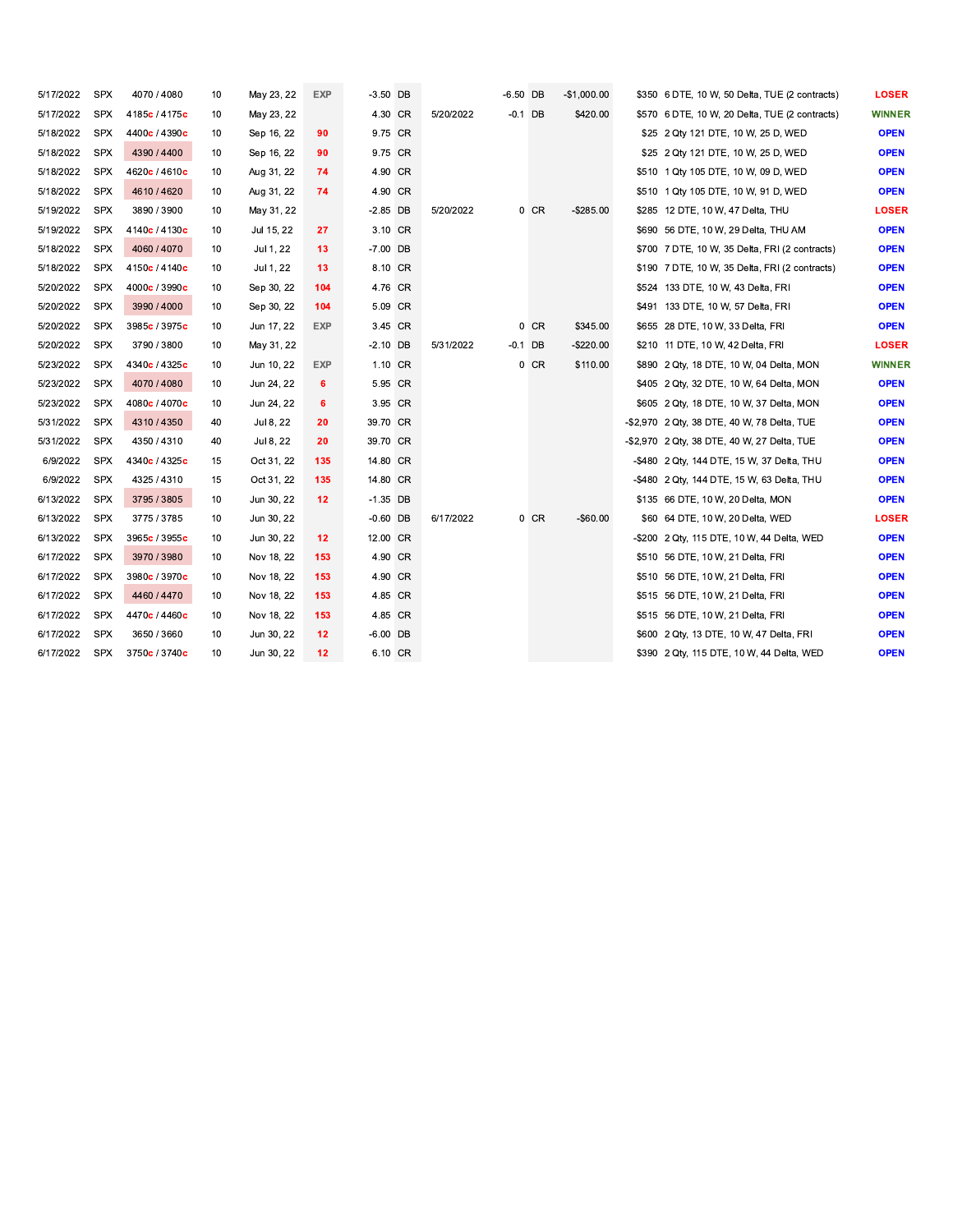| | | | | | | | | | | | | | | | |
|---|---|---|---|---|---|---|---|---|---|---|---|---|---|---|---|
| 5/17/2022 | SPX | 4070 / 4080 | 10 | May 23, 22 | EXP | -3.50 | DB | | -6.50 | DB | -$1,000.00 | $350 | 6 DTE, 10 W, 50 Delta, TUE (2 contracts) | LOSER |
| 5/17/2022 | SPX | 4185c / 4175c | 10 | May 23, 22 | | 4.30 | CR | 5/20/2022 | -0.1 | DB | $420.00 | $570 | 6 DTE, 10 W, 20 Delta, TUE (2 contracts) | WINNER |
| 5/18/2022 | SPX | 4400c / 4390c | 10 | Sep 16, 22 | 90 | 9.75 | CR | | | | | $25 | 2 Qty 121 DTE, 10 W, 25 D, WED | OPEN |
| 5/18/2022 | SPX | 4390 / 4400 | 10 | Sep 16, 22 | 90 | 9.75 | CR | | | | | $25 | 2 Qty 121 DTE, 10 W, 25 D, WED | OPEN |
| 5/18/2022 | SPX | 4620c / 4610c | 10 | Aug 31, 22 | 74 | 4.90 | CR | | | | | $510 | 1 Qty 105 DTE, 10 W, 09 D, WED | OPEN |
| 5/18/2022 | SPX | 4610 / 4620 | 10 | Aug 31, 22 | 74 | 4.90 | CR | | | | | $510 | 1 Qty 105 DTE, 10 W, 91 D, WED | OPEN |
| 5/19/2022 | SPX | 3890 / 3900 | 10 | May 31, 22 | | -2.85 | DB | 5/20/2022 | 0 | CR | -$285.00 | $285 | 12 DTE, 10 W, 47 Delta, THU | LOSER |
| 5/19/2022 | SPX | 4140c / 4130c | 10 | Jul 15, 22 | 27 | 3.10 | CR | | | | | $690 | 56 DTE, 10 W, 29 Delta, THU AM | OPEN |
| 5/18/2022 | SPX | 4060 / 4070 | 10 | Jul 1, 22 | 13 | -7.00 | DB | | | | | $700 | 7 DTE, 10 W, 35 Delta, FRI (2 contracts) | OPEN |
| 5/18/2022 | SPX | 4150c / 4140c | 10 | Jul 1, 22 | 13 | 8.10 | CR | | | | | $190 | 7 DTE, 10 W, 35 Delta, FRI (2 contracts) | OPEN |
| 5/20/2022 | SPX | 4000c / 3990c | 10 | Sep 30, 22 | 104 | 4.76 | CR | | | | | $524 | 133 DTE, 10 W, 43 Delta, FRI | OPEN |
| 5/20/2022 | SPX | 3990 / 4000 | 10 | Sep 30, 22 | 104 | 5.09 | CR | | | | | $491 | 133 DTE, 10 W, 57 Delta, FRI | OPEN |
| 5/20/2022 | SPX | 3985c / 3975c | 10 | Jun 17, 22 | EXP | 3.45 | CR | | 0 | CR | $345.00 | $655 | 28 DTE, 10 W, 33 Delta, FRI | OPEN |
| 5/20/2022 | SPX | 3790 / 3800 | 10 | May 31, 22 | | -2.10 | DB | 5/31/2022 | -0.1 | DB | -$220.00 | $210 | 11 DTE, 10 W, 42 Delta, FRI | LOSER |
| 5/23/2022 | SPX | 4340c / 4325c | 10 | Jun 10, 22 | EXP | 1.10 | CR | | 0 | CR | $110.00 | $890 | 2 Qty, 18 DTE, 10 W, 04 Delta, MON | WINNER |
| 5/23/2022 | SPX | 4070 / 4080 | 10 | Jun 24, 22 | 6 | 5.95 | CR | | | | | $405 | 2 Qty, 32 DTE, 10 W, 64 Delta, MON | OPEN |
| 5/23/2022 | SPX | 4080c / 4070c | 10 | Jun 24, 22 | 6 | 3.95 | CR | | | | | $605 | 2 Qty, 18 DTE, 10 W, 37 Delta, MON | OPEN |
| 5/31/2022 | SPX | 4310 / 4350 | 40 | Jul 8, 22 | 20 | 39.70 | CR | | | | | -$2,970 | 2 Qty, 38 DTE, 40 W, 78 Delta, TUE | OPEN |
| 5/31/2022 | SPX | 4350 / 4310 | 40 | Jul 8, 22 | 20 | 39.70 | CR | | | | | -$2,970 | 2 Qty, 38 DTE, 40 W, 27 Delta, TUE | OPEN |
| 6/9/2022 | SPX | 4340c / 4325c | 15 | Oct 31, 22 | 135 | 14.80 | CR | | | | | -$480 | 2 Qty, 144 DTE, 15 W, 37 Delta, THU | OPEN |
| 6/9/2022 | SPX | 4325 / 4310 | 15 | Oct 31, 22 | 135 | 14.80 | CR | | | | | -$480 | 2 Qty, 144 DTE, 15 W, 63 Delta, THU | OPEN |
| 6/13/2022 | SPX | 3795 / 3805 | 10 | Jun 30, 22 | 12 | -1.35 | DB | | | | | $135 | 66 DTE, 10 W, 20 Delta, MON | OPEN |
| 6/13/2022 | SPX | 3775 / 3785 | 10 | Jun 30, 22 | | -0.60 | DB | 6/17/2022 | 0 | CR | -$60.00 | $60 | 64 DTE, 10 W, 20 Delta, WED | LOSER |
| 6/13/2022 | SPX | 3965c / 3955c | 10 | Jun 30, 22 | 12 | 12.00 | CR | | | | | -$200 | 2 Qty, 115 DTE, 10 W, 44 Delta, WED | OPEN |
| 6/17/2022 | SPX | 3970 / 3980 | 10 | Nov 18, 22 | 153 | 4.90 | CR | | | | | $510 | 56 DTE, 10 W, 21 Delta, FRI | OPEN |
| 6/17/2022 | SPX | 3980c / 3970c | 10 | Nov 18, 22 | 153 | 4.90 | CR | | | | | $510 | 56 DTE, 10 W, 21 Delta, FRI | OPEN |
| 6/17/2022 | SPX | 4460 / 4470 | 10 | Nov 18, 22 | 153 | 4.85 | CR | | | | | $515 | 56 DTE, 10 W, 21 Delta, FRI | OPEN |
| 6/17/2022 | SPX | 4470c / 4460c | 10 | Nov 18, 22 | 153 | 4.85 | CR | | | | | $515 | 56 DTE, 10 W, 21 Delta, FRI | OPEN |
| 6/17/2022 | SPX | 3650 / 3660 | 10 | Jun 30, 22 | 12 | -6.00 | DB | | | | | $600 | 2 Qty, 13 DTE, 10 W, 47 Delta, FRI | OPEN |
| 6/17/2022 | SPX | 3750c / 3740c | 10 | Jun 30, 22 | 12 | 6.10 | CR | | | | | $390 | 2 Qty, 115 DTE, 10 W, 44 Delta, WED | OPEN |